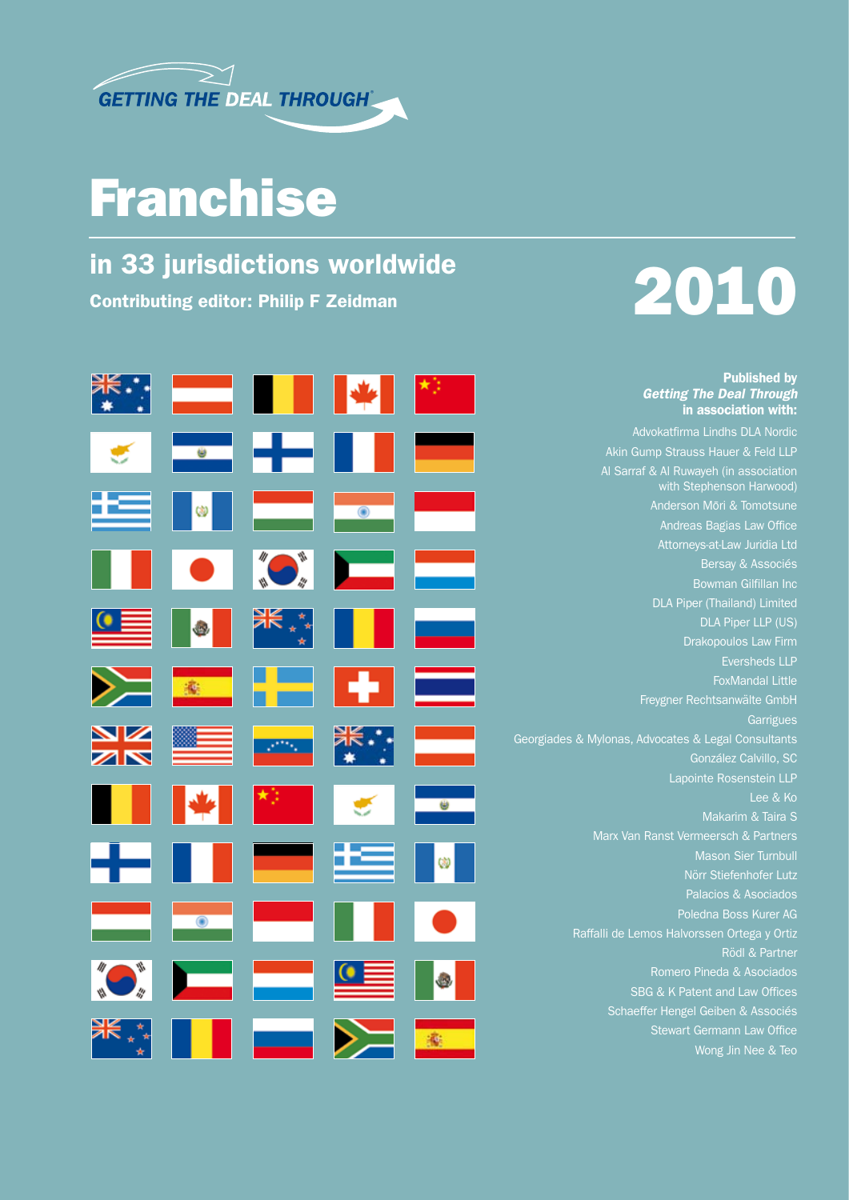GETTING THE DEAL THROUGH®

# Franchise

## in 33 jurisdictions worldwide

**Contributing editor: Philip F Zeidman**

# 2010

**Published by**
***Getting The Deal Through***
**in association with:**

Advokatfirma Lindhs DLA Nordic
Akin Gump Strauss Hauer & Feld LLP
Al Sarraf & Al Ruwayeh (in association with Stephenson Harwood)
Anderson Mōri & Tomotsune
Andreas Bagias Law Office
Attorneys-at-Law Juridia Ltd
Bersay & Associés
Bowman Gilfillan Inc
DLA Piper (Thailand) Limited
DLA Piper LLP (US)
Drakopoulos Law Firm
Eversheds LLP
FoxMandal Little
Freygner Rechtsanwälte GmbH
Garrigues
Georgiades & Mylonas, Advocates & Legal Consultants
González Calvillo, SC
Lapointe Rosenstein LLP
Lee & Ko
Makarim & Taira S
Marx Van Ranst Vermeersch & Partners
Mason Sier Turnbull
Nörr Stiefenhofer Lutz
Palacios & Asociados
Poledna Boss Kurer AG
Raffalli de Lemos Halvorssen Ortega y Ortiz
Rödl & Partner
Romero Pineda & Asociados
SBG & K Patent and Law Offices
Schaeffer Hengel Geiben & Associés
Stewart Germann Law Office
Wong Jin Nee & Teo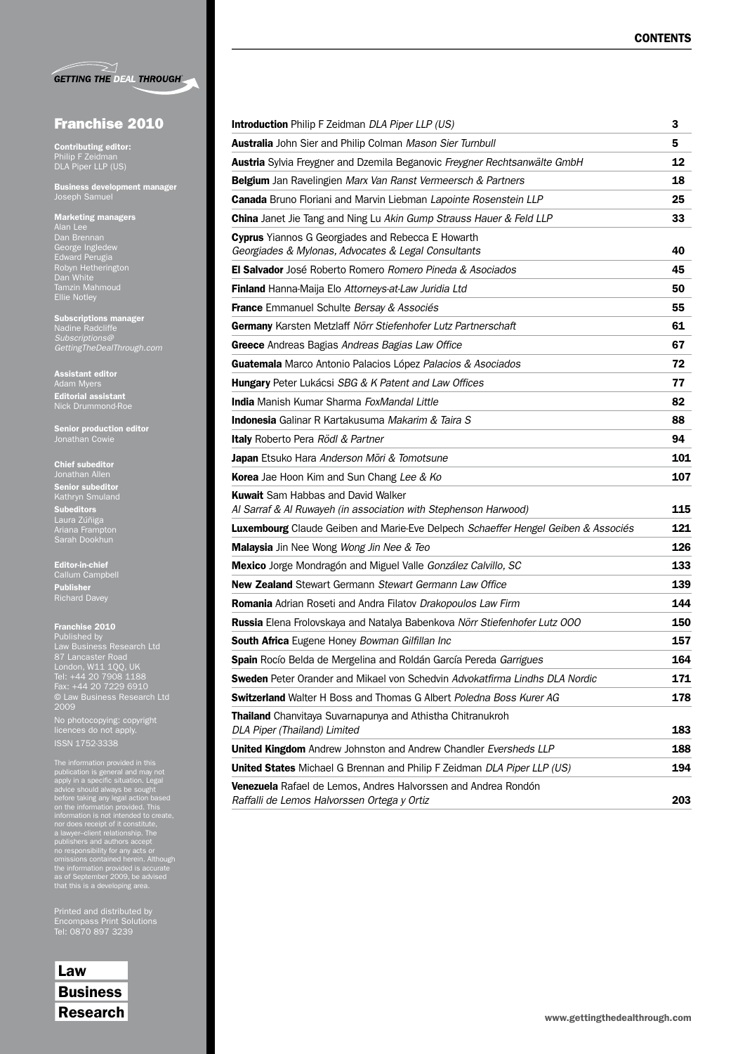GETTING THE DEAL THROUGH

# Franchise 2010

**Contributing editor:**
Philip F Zeidman
DLA Piper LLP (US)

**Business development manager**
Joseph Samuel

**Marketing managers**
Alan Lee
Dan Brennan
George Ingledew
Edward Perugia
Robyn Hetherington
Dan White
Tamzin Mahmoud
Ellie Notley

**Subscriptions manager**
Nadine Radcliffe
*Subscriptions@GettingTheDealThrough.com*

**Assistant editor**
Adam Myers
**Editorial assistant**
Nick Drummond-Roe

**Senior production editor**
Jonathan Cowie

**Chief subeditor**
Jonathan Allen
**Senior subeditor**
Kathryn Smuland
**Subeditors**
Laura Zúñiga
Ariana Frampton
Sarah Dookhun

**Editor-in-chief**
Callum Campbell
**Publisher**
Richard Davey

**Franchise 2010**
Published by
Law Business Research Ltd
87 Lancaster Road
London, W11 1QQ, UK
Tel: +44 20 7908 1188
Fax: +44 20 7229 6910
© Law Business Research Ltd 2009

No photocopying: copyright licences do not apply.
ISSN 1752-3338

The information provided in this publication is general and may not apply in a specific situation. Legal advice should always be sought before taking any legal action based on the information provided. This information is not intended to create, nor does receipt of it constitute, a lawyer–client relationship. The publishers and authors accept no responsibility for any acts or omissions contained herein. Although the information provided is accurate as of September 2009, be advised that this is a developing area.

Printed and distributed by
Encompass Print Solutions
Tel: 0870 897 3239

Law
Business
Research

## CONTENTS

| | |
|---|---|
| **Introduction** Philip F Zeidman *DLA Piper LLP (US)* | **3** |
| **Australia** John Sier and Philip Colman *Mason Sier Turnbull* | **5** |
| **Austria** Sylvia Freygner and Dzemila Beganovic *Freygner Rechtsanwälte GmbH* | **12** |
| **Belgium** Jan Ravelingien *Marx Van Ranst Vermeersch & Partners* | **18** |
| **Canada** Bruno Floriani and Marvin Liebman *Lapointe Rosenstein LLP* | **25** |
| **China** Janet Jie Tang and Ning Lu *Akin Gump Strauss Hauer & Feld LLP* | **33** |
| **Cyprus** Yiannos G Georgiades and Rebecca E Howarth *Georgiades & Mylonas, Advocates & Legal Consultants* | **40** |
| **El Salvador** José Roberto Romero *Romero Pineda & Asociados* | **45** |
| **Finland** Hanna-Maija Elo *Attorneys-at-Law Juridia Ltd* | **50** |
| **France** Emmanuel Schulte *Bersay & Associés* | **55** |
| **Germany** Karsten Metzlaff *Nörr Stiefenhofer Lutz Partnerschaft* | **61** |
| **Greece** Andreas Bagias *Andreas Bagias Law Office* | **67** |
| **Guatemala** Marco Antonio Palacios López *Palacios & Asociados* | **72** |
| **Hungary** Peter Lukácsi *SBG & K Patent and Law Offices* | **77** |
| **India** Manish Kumar Sharma *FoxMandal Little* | **82** |
| **Indonesia** Galinar R Kartakusuma *Makarim & Taira S* | **88** |
| **Italy** Roberto Pera *Rödl & Partner* | **94** |
| **Japan** Etsuko Hara *Anderson Mōri & Tomotsune* | **101** |
| **Korea** Jae Hoon Kim and Sun Chang *Lee & Ko* | **107** |
| **Kuwait** Sam Habbas and David Walker *Al Sarraf & Al Ruwayeh (in association with Stephenson Harwood)* | **115** |
| **Luxembourg** Claude Geiben and Marie-Eve Delpech *Schaeffer Hengel Geiben & Associés* | **121** |
| **Malaysia** Jin Nee Wong *Wong Jin Nee & Teo* | **126** |
| **Mexico** Jorge Mondragón and Miguel Valle *González Calvillo, SC* | **133** |
| **New Zealand** Stewart Germann *Stewart Germann Law Office* | **139** |
| **Romania** Adrian Roseti and Andra Filatov *Drakopoulos Law Firm* | **144** |
| **Russia** Elena Frolovskaya and Natalya Babenkova *Nörr Stiefenhofer Lutz OOO* | **150** |
| **South Africa** Eugene Honey *Bowman Gilfillan Inc* | **157** |
| **Spain** Rocío Belda de Mergelina and Roldán García Pereda *Garrigues* | **164** |
| **Sweden** Peter Orander and Mikael von Schedvin *Advokatfirma Lindhs DLA Nordic* | **171** |
| **Switzerland** Walter H Boss and Thomas G Albert *Poledna Boss Kurer AG* | **178** |
| **Thailand** Chanvitaya Suvarnapunya and Athistha Chitranukroh *DLA Piper (Thailand) Limited* | **183** |
| **United Kingdom** Andrew Johnston and Andrew Chandler *Eversheds LLP* | **188** |
| **United States** Michael G Brennan and Philip F Zeidman *DLA Piper LLP (US)* | **194** |
| **Venezuela** Rafael de Lemos, Andres Halvorssen and Andrea Rondón *Raffalli de Lemos Halvorssen Ortega y Ortiz* | **203** |

www.gettingthedealthrough.com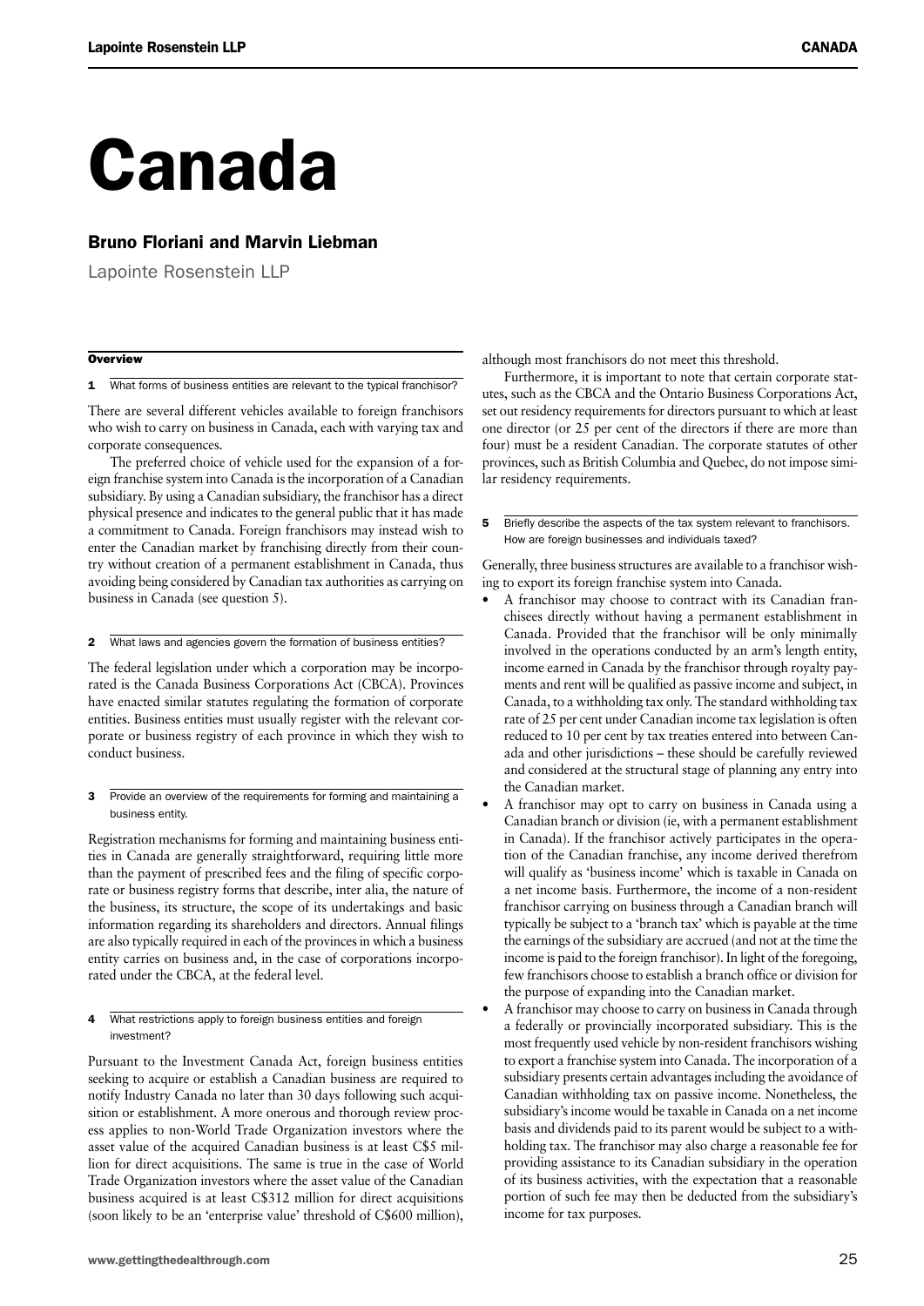# Canada

## Bruno Floriani and Marvin Liebman

Lapointe Rosenstein LLP

### Overview

**1 What forms of business entities are relevant to the typical franchisor?**

There are several different vehicles available to foreign franchisors who wish to carry on business in Canada, each with varying tax and corporate consequences.

The preferred choice of vehicle used for the expansion of a foreign franchise system into Canada is the incorporation of a Canadian subsidiary. By using a Canadian subsidiary, the franchisor has a direct physical presence and indicates to the general public that it has made a commitment to Canada. Foreign franchisors may instead wish to enter the Canadian market by franchising directly from their country without creation of a permanent establishment in Canada, thus avoiding being considered by Canadian tax authorities as carrying on business in Canada (see question 5).

**2 What laws and agencies govern the formation of business entities?**

The federal legislation under which a corporation may be incorporated is the Canada Business Corporations Act (CBCA). Provinces have enacted similar statutes regulating the formation of corporate entities. Business entities must usually register with the relevant corporate or business registry of each province in which they wish to conduct business.

**3 Provide an overview of the requirements for forming and maintaining a business entity.**

Registration mechanisms for forming and maintaining business entities in Canada are generally straightforward, requiring little more than the payment of prescribed fees and the filing of specific corporate or business registry forms that describe, inter alia, the nature of the business, its structure, the scope of its undertakings and basic information regarding its shareholders and directors. Annual filings are also typically required in each of the provinces in which a business entity carries on business and, in the case of corporations incorporated under the CBCA, at the federal level.

**4 What restrictions apply to foreign business entities and foreign investment?**

Pursuant to the Investment Canada Act, foreign business entities seeking to acquire or establish a Canadian business are required to notify Industry Canada no later than 30 days following such acquisition or establishment. A more onerous and thorough review process applies to non-World Trade Organization investors where the asset value of the acquired Canadian business is at least C$5 million for direct acquisitions. The same is true in the case of World Trade Organization investors where the asset value of the Canadian business acquired is at least C$312 million for direct acquisitions (soon likely to be an 'enterprise value' threshold of C$600 million), although most franchisors do not meet this threshold.

Furthermore, it is important to note that certain corporate statutes, such as the CBCA and the Ontario Business Corporations Act, set out residency requirements for directors pursuant to which at least one director (or 25 per cent of the directors if there are more than four) must be a resident Canadian. The corporate statutes of other provinces, such as British Columbia and Quebec, do not impose similar residency requirements.

**5 Briefly describe the aspects of the tax system relevant to franchisors. How are foreign businesses and individuals taxed?**

Generally, three business structures are available to a franchisor wishing to export its foreign franchise system into Canada.

- A franchisor may choose to contract with its Canadian franchisees directly without having a permanent establishment in Canada. Provided that the franchisor will be only minimally involved in the operations conducted by an arm's length entity, income earned in Canada by the franchisor through royalty payments and rent will be qualified as passive income and subject, in Canada, to a withholding tax only. The standard withholding tax rate of 25 per cent under Canadian income tax legislation is often reduced to 10 per cent by tax treaties entered into between Canada and other jurisdictions – these should be carefully reviewed and considered at the structural stage of planning any entry into the Canadian market.
- A franchisor may opt to carry on business in Canada using a Canadian branch or division (ie, with a permanent establishment in Canada). If the franchisor actively participates in the operation of the Canadian franchise, any income derived therefrom will qualify as 'business income' which is taxable in Canada on a net income basis. Furthermore, the income of a non-resident franchisor carrying on business through a Canadian branch will typically be subject to a 'branch tax' which is payable at the time the earnings of the subsidiary are accrued (and not at the time the income is paid to the foreign franchisor). In light of the foregoing, few franchisors choose to establish a branch office or division for the purpose of expanding into the Canadian market.
- A franchisor may choose to carry on business in Canada through a federally or provincially incorporated subsidiary. This is the most frequently used vehicle by non-resident franchisors wishing to export a franchise system into Canada. The incorporation of a subsidiary presents certain advantages including the avoidance of Canadian withholding tax on passive income. Nonetheless, the subsidiary's income would be taxable in Canada on a net income basis and dividends paid to its parent would be subject to a withholding tax. The franchisor may also charge a reasonable fee for providing assistance to its Canadian subsidiary in the operation of its business activities, with the expectation that a reasonable portion of such fee may then be deducted from the subsidiary's income for tax purposes.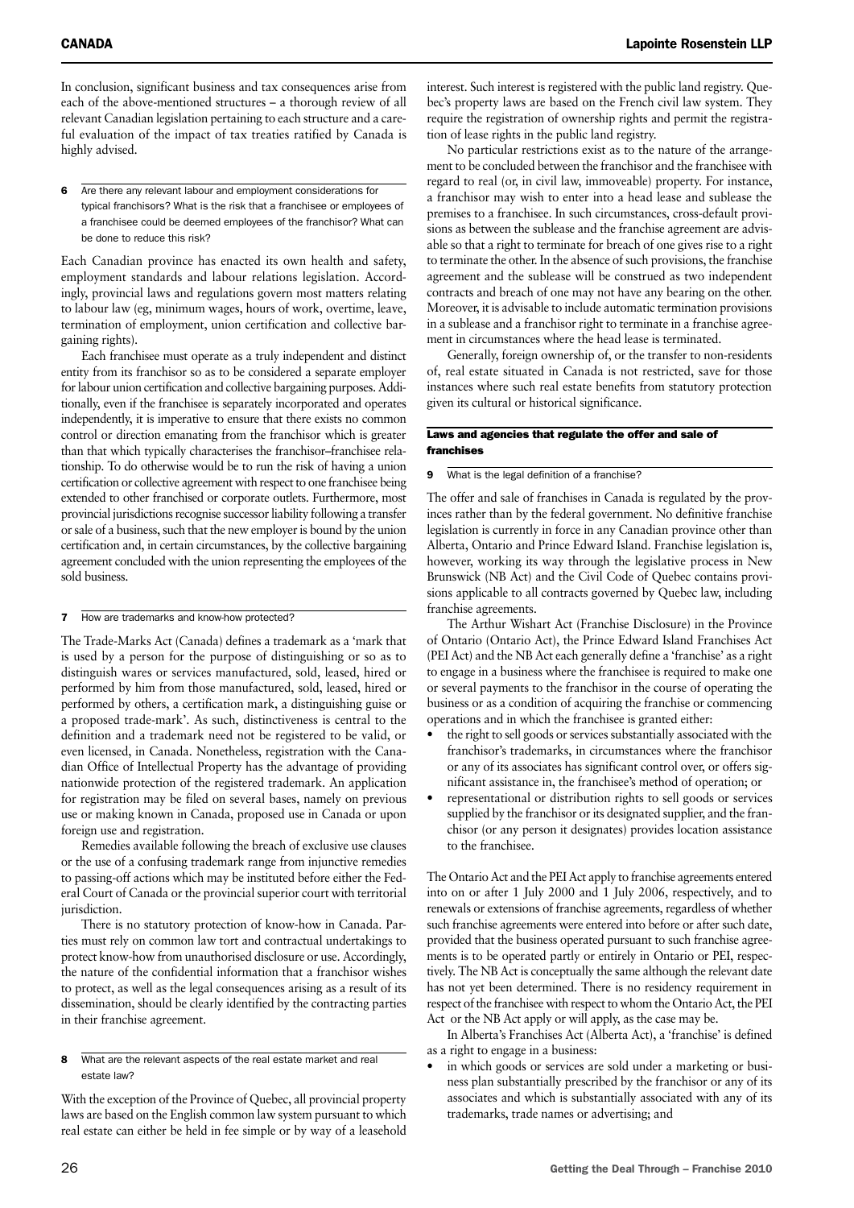In conclusion, significant business and tax consequences arise from each of the above-mentioned structures – a thorough review of all relevant Canadian legislation pertaining to each structure and a careful evaluation of the impact of tax treaties ratified by Canada is highly advised.

**6 Are there any relevant labour and employment considerations for typical franchisors? What is the risk that a franchisee or employees of a franchisee could be deemed employees of the franchisor? What can be done to reduce this risk?**

Each Canadian province has enacted its own health and safety, employment standards and labour relations legislation. Accordingly, provincial laws and regulations govern most matters relating to labour law (eg, minimum wages, hours of work, overtime, leave, termination of employment, union certification and collective bargaining rights).

Each franchisee must operate as a truly independent and distinct entity from its franchisor so as to be considered a separate employer for labour union certification and collective bargaining purposes. Additionally, even if the franchisee is separately incorporated and operates independently, it is imperative to ensure that there exists no common control or direction emanating from the franchisor which is greater than that which typically characterises the franchisor–franchisee relationship. To do otherwise would be to run the risk of having a union certification or collective agreement with respect to one franchisee being extended to other franchised or corporate outlets. Furthermore, most provincial jurisdictions recognise successor liability following a transfer or sale of a business, such that the new employer is bound by the union certification and, in certain circumstances, by the collective bargaining agreement concluded with the union representing the employees of the sold business.

**7 How are trademarks and know-how protected?**

The Trade-Marks Act (Canada) defines a trademark as a 'mark that is used by a person for the purpose of distinguishing or so as to distinguish wares or services manufactured, sold, leased, hired or performed by him from those manufactured, sold, leased, hired or performed by others, a certification mark, a distinguishing guise or a proposed trade-mark'. As such, distinctiveness is central to the definition and a trademark need not be registered to be valid, or even licensed, in Canada. Nonetheless, registration with the Canadian Office of Intellectual Property has the advantage of providing nationwide protection of the registered trademark. An application for registration may be filed on several bases, namely on previous use or making known in Canada, proposed use in Canada or upon foreign use and registration.

Remedies available following the breach of exclusive use clauses or the use of a confusing trademark range from injunctive remedies to passing-off actions which may be instituted before either the Federal Court of Canada or the provincial superior court with territorial jurisdiction.

There is no statutory protection of know-how in Canada. Parties must rely on common law tort and contractual undertakings to protect know-how from unauthorised disclosure or use. Accordingly, the nature of the confidential information that a franchisor wishes to protect, as well as the legal consequences arising as a result of its dissemination, should be clearly identified by the contracting parties in their franchise agreement.

**8 What are the relevant aspects of the real estate market and real estate law?**

With the exception of the Province of Quebec, all provincial property laws are based on the English common law system pursuant to which real estate can either be held in fee simple or by way of a leasehold interest. Such interest is registered with the public land registry. Quebec's property laws are based on the French civil law system. They require the registration of ownership rights and permit the registration of lease rights in the public land registry.

No particular restrictions exist as to the nature of the arrangement to be concluded between the franchisor and the franchisee with regard to real (or, in civil law, immoveable) property. For instance, a franchisor may wish to enter into a head lease and sublease the premises to a franchisee. In such circumstances, cross-default provisions as between the sublease and the franchise agreement are advisable so that a right to terminate for breach of one gives rise to a right to terminate the other. In the absence of such provisions, the franchise agreement and the sublease will be construed as two independent contracts and breach of one may not have any bearing on the other. Moreover, it is advisable to include automatic termination provisions in a sublease and a franchisor right to terminate in a franchise agreement in circumstances where the head lease is terminated.

Generally, foreign ownership of, or the transfer to non-residents of, real estate situated in Canada is not restricted, save for those instances where such real estate benefits from statutory protection given its cultural or historical significance.

## Laws and agencies that regulate the offer and sale of franchises

**9 What is the legal definition of a franchise?**

The offer and sale of franchises in Canada is regulated by the provinces rather than by the federal government. No definitive franchise legislation is currently in force in any Canadian province other than Alberta, Ontario and Prince Edward Island. Franchise legislation is, however, working its way through the legislative process in New Brunswick (NB Act) and the Civil Code of Quebec contains provisions applicable to all contracts governed by Quebec law, including franchise agreements.

The Arthur Wishart Act (Franchise Disclosure) in the Province of Ontario (Ontario Act), the Prince Edward Island Franchises Act (PEI Act) and the NB Act each generally define a 'franchise' as a right to engage in a business where the franchisee is required to make one or several payments to the franchisor in the course of operating the business or as a condition of acquiring the franchise or commencing operations and in which the franchisee is granted either:

- the right to sell goods or services substantially associated with the franchisor's trademarks, in circumstances where the franchisor or any of its associates has significant control over, or offers significant assistance in, the franchisee's method of operation; or
- representational or distribution rights to sell goods or services supplied by the franchisor or its designated supplier, and the franchisor (or any person it designates) provides location assistance to the franchisee.

The Ontario Act and the PEI Act apply to franchise agreements entered into on or after 1 July 2000 and 1 July 2006, respectively, and to renewals or extensions of franchise agreements, regardless of whether such franchise agreements were entered into before or after such date, provided that the business operated pursuant to such franchise agreements is to be operated partly or entirely in Ontario or PEI, respectively. The NB Act is conceptually the same although the relevant date has not yet been determined. There is no residency requirement in respect of the franchisee with respect to whom the Ontario Act, the PEI Act or the NB Act apply or will apply, as the case may be.

In Alberta's Franchises Act (Alberta Act), a 'franchise' is defined as a right to engage in a business:

- in which goods or services are sold under a marketing or business plan substantially prescribed by the franchisor or any of its associates and which is substantially associated with any of its trademarks, trade names or advertising; and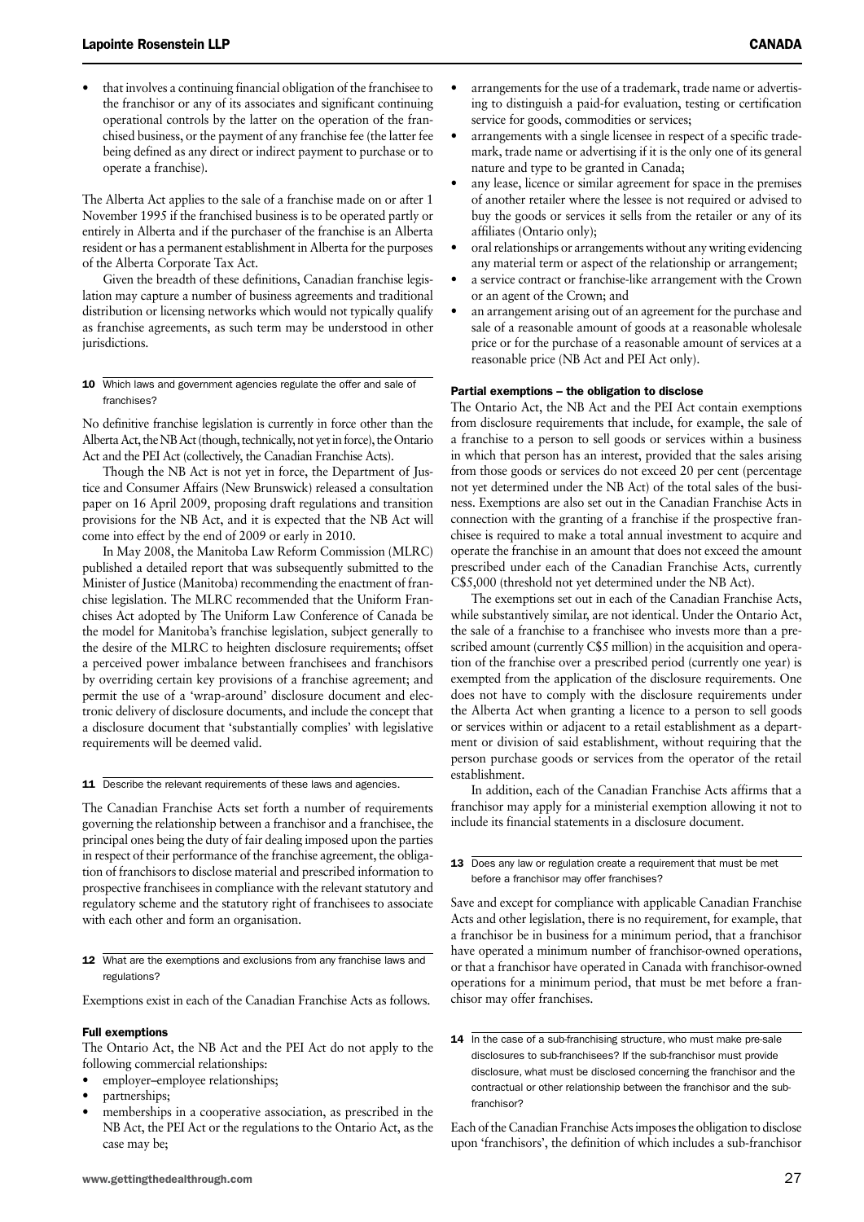- that involves a continuing financial obligation of the franchisee to the franchisor or any of its associates and significant continuing operational controls by the latter on the operation of the franchised business, or the payment of any franchise fee (the latter fee being defined as any direct or indirect payment to purchase or to operate a franchise).

The Alberta Act applies to the sale of a franchise made on or after 1 November 1995 if the franchised business is to be operated partly or entirely in Alberta and if the purchaser of the franchise is an Alberta resident or has a permanent establishment in Alberta for the purposes of the Alberta Corporate Tax Act.

Given the breadth of these definitions, Canadian franchise legislation may capture a number of business agreements and traditional distribution or licensing networks which would not typically qualify as franchise agreements, as such term may be understood in other jurisdictions.

### 10 Which laws and government agencies regulate the offer and sale of franchises?

No definitive franchise legislation is currently in force other than the Alberta Act, the NB Act (though, technically, not yet in force), the Ontario Act and the PEI Act (collectively, the Canadian Franchise Acts).

Though the NB Act is not yet in force, the Department of Justice and Consumer Affairs (New Brunswick) released a consultation paper on 16 April 2009, proposing draft regulations and transition provisions for the NB Act, and it is expected that the NB Act will come into effect by the end of 2009 or early in 2010.

In May 2008, the Manitoba Law Reform Commission (MLRC) published a detailed report that was subsequently submitted to the Minister of Justice (Manitoba) recommending the enactment of franchise legislation. The MLRC recommended that the Uniform Franchises Act adopted by The Uniform Law Conference of Canada be the model for Manitoba's franchise legislation, subject generally to the desire of the MLRC to heighten disclosure requirements; offset a perceived power imbalance between franchisees and franchisors by overriding certain key provisions of a franchise agreement; and permit the use of a 'wrap-around' disclosure document and electronic delivery of disclosure documents, and include the concept that a disclosure document that 'substantially complies' with legislative requirements will be deemed valid.

### 11 Describe the relevant requirements of these laws and agencies.

The Canadian Franchise Acts set forth a number of requirements governing the relationship between a franchisor and a franchisee, the principal ones being the duty of fair dealing imposed upon the parties in respect of their performance of the franchise agreement, the obligation of franchisors to disclose material and prescribed information to prospective franchisees in compliance with the relevant statutory and regulatory scheme and the statutory right of franchisees to associate with each other and form an organisation.

### 12 What are the exemptions and exclusions from any franchise laws and regulations?

Exemptions exist in each of the Canadian Franchise Acts as follows.

#### Full exemptions

The Ontario Act, the NB Act and the PEI Act do not apply to the following commercial relationships:

- employer–employee relationships;
- partnerships;
- memberships in a cooperative association, as prescribed in the NB Act, the PEI Act or the regulations to the Ontario Act, as the case may be;
- arrangements for the use of a trademark, trade name or advertising to distinguish a paid-for evaluation, testing or certification service for goods, commodities or services;
- arrangements with a single licensee in respect of a specific trademark, trade name or advertising if it is the only one of its general nature and type to be granted in Canada;
- any lease, licence or similar agreement for space in the premises of another retailer where the lessee is not required or advised to buy the goods or services it sells from the retailer or any of its affiliates (Ontario only);
- oral relationships or arrangements without any writing evidencing any material term or aspect of the relationship or arrangement;
- a service contract or franchise-like arrangement with the Crown or an agent of the Crown; and
- an arrangement arising out of an agreement for the purchase and sale of a reasonable amount of goods at a reasonable wholesale price or for the purchase of a reasonable amount of services at a reasonable price (NB Act and PEI Act only).

#### Partial exemptions – the obligation to disclose

The Ontario Act, the NB Act and the PEI Act contain exemptions from disclosure requirements that include, for example, the sale of a franchise to a person to sell goods or services within a business in which that person has an interest, provided that the sales arising from those goods or services do not exceed 20 per cent (percentage not yet determined under the NB Act) of the total sales of the business. Exemptions are also set out in the Canadian Franchise Acts in connection with the granting of a franchise if the prospective franchisee is required to make a total annual investment to acquire and operate the franchise in an amount that does not exceed the amount prescribed under each of the Canadian Franchise Acts, currently C$5,000 (threshold not yet determined under the NB Act).

The exemptions set out in each of the Canadian Franchise Acts, while substantively similar, are not identical. Under the Ontario Act, the sale of a franchise to a franchisee who invests more than a prescribed amount (currently C$5 million) in the acquisition and operation of the franchise over a prescribed period (currently one year) is exempted from the application of the disclosure requirements. One does not have to comply with the disclosure requirements under the Alberta Act when granting a licence to a person to sell goods or services within or adjacent to a retail establishment as a department or division of said establishment, without requiring that the person purchase goods or services from the operator of the retail establishment.

In addition, each of the Canadian Franchise Acts affirms that a franchisor may apply for a ministerial exemption allowing it not to include its financial statements in a disclosure document.

### 13 Does any law or regulation create a requirement that must be met before a franchisor may offer franchises?

Save and except for compliance with applicable Canadian Franchise Acts and other legislation, there is no requirement, for example, that a franchisor be in business for a minimum period, that a franchisor have operated a minimum number of franchisor-owned operations, or that a franchisor have operated in Canada with franchisor-owned operations for a minimum period, that must be met before a franchisor may offer franchises.

### 14 In the case of a sub-franchising structure, who must make pre-sale disclosures to sub-franchisees? If the sub-franchisor must provide disclosure, what must be disclosed concerning the franchisor and the contractual or other relationship between the franchisor and the sub-franchisor?

Each of the Canadian Franchise Acts imposes the obligation to disclose upon 'franchisors', the definition of which includes a sub-franchisor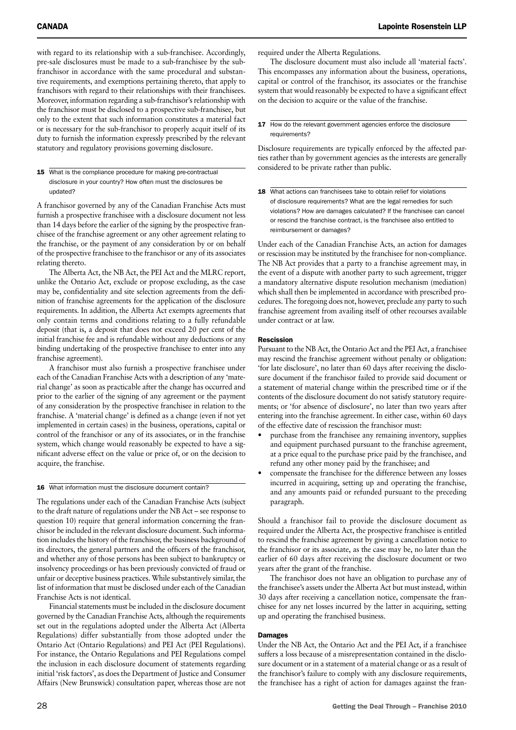with regard to its relationship with a sub-franchisee. Accordingly, pre-sale disclosures must be made to a sub-franchisee by the sub-franchisor in accordance with the same procedural and substantive requirements, and exemptions pertaining thereto, that apply to franchisors with regard to their relationships with their franchisees. Moreover, information regarding a sub-franchisor's relationship with the franchisor must be disclosed to a prospective sub-franchisee, but only to the extent that such information constitutes a material fact or is necessary for the sub-franchisor to properly acquit itself of its duty to furnish the information expressly prescribed by the relevant statutory and regulatory provisions governing disclosure.

### 15 What is the compliance procedure for making pre-contractual disclosure in your country? How often must the disclosures be updated?

A franchisor governed by any of the Canadian Franchise Acts must furnish a prospective franchisee with a disclosure document not less than 14 days before the earlier of the signing by the prospective franchisee of the franchise agreement or any other agreement relating to the franchise, or the payment of any consideration by or on behalf of the prospective franchisee to the franchisor or any of its associates relating thereto.

The Alberta Act, the NB Act, the PEI Act and the MLRC report, unlike the Ontario Act, exclude or propose excluding, as the case may be, confidentiality and site selection agreements from the definition of franchise agreements for the application of the disclosure requirements. In addition, the Alberta Act exempts agreements that only contain terms and conditions relating to a fully refundable deposit (that is, a deposit that does not exceed 20 per cent of the initial franchise fee and is refundable without any deductions or any binding undertaking of the prospective franchisee to enter into any franchise agreement).

A franchisor must also furnish a prospective franchisee under each of the Canadian Franchise Acts with a description of any 'material change' as soon as practicable after the change has occurred and prior to the earlier of the signing of any agreement or the payment of any consideration by the prospective franchisee in relation to the franchise. A 'material change' is defined as a change (even if not yet implemented in certain cases) in the business, operations, capital or control of the franchisor or any of its associates, or in the franchise system, which change would reasonably be expected to have a significant adverse effect on the value or price of, or on the decision to acquire, the franchise.

### 16 What information must the disclosure document contain?

The regulations under each of the Canadian Franchise Acts (subject to the draft nature of regulations under the NB Act – see response to question 10) require that general information concerning the franchisor be included in the relevant disclosure document. Such information includes the history of the franchisor, the business background of its directors, the general partners and the officers of the franchisor, and whether any of those persons has been subject to bankruptcy or insolvency proceedings or has been previously convicted of fraud or unfair or deceptive business practices. While substantively similar, the list of information that must be disclosed under each of the Canadian Franchise Acts is not identical.

Financial statements must be included in the disclosure document governed by the Canadian Franchise Acts, although the requirements set out in the regulations adopted under the Alberta Act (Alberta Regulations) differ substantially from those adopted under the Ontario Act (Ontario Regulations) and PEI Act (PEI Regulations). For instance, the Ontario Regulations and PEI Regulations compel the inclusion in each disclosure document of statements regarding initial 'risk factors', as does the Department of Justice and Consumer Affairs (New Brunswick) consultation paper, whereas those are not required under the Alberta Regulations.

The disclosure document must also include all 'material facts'. This encompasses any information about the business, operations, capital or control of the franchisor, its associates or the franchise system that would reasonably be expected to have a significant effect on the decision to acquire or the value of the franchise.

### 17 How do the relevant government agencies enforce the disclosure requirements?

Disclosure requirements are typically enforced by the affected parties rather than by government agencies as the interests are generally considered to be private rather than public.

### 18 What actions can franchisees take to obtain relief for violations of disclosure requirements? What are the legal remedies for such violations? How are damages calculated? If the franchisee can cancel or rescind the franchise contract, is the franchisee also entitled to reimbursement or damages?

Under each of the Canadian Franchise Acts, an action for damages or rescission may be instituted by the franchisee for non-compliance. The NB Act provides that a party to a franchise agreement may, in the event of a dispute with another party to such agreement, trigger a mandatory alternative dispute resolution mechanism (mediation) which shall then be implemented in accordance with prescribed procedures. The foregoing does not, however, preclude any party to such franchise agreement from availing itself of other recourses available under contract or at law.

#### Rescission

Pursuant to the NB Act, the Ontario Act and the PEI Act, a franchisee may rescind the franchise agreement without penalty or obligation: 'for late disclosure', no later than 60 days after receiving the disclosure document if the franchisor failed to provide said document or a statement of material change within the prescribed time or if the contents of the disclosure document do not satisfy statutory requirements; or 'for absence of disclosure', no later than two years after entering into the franchise agreement. In either case, within 60 days of the effective date of rescission the franchisor must:

- purchase from the franchisee any remaining inventory, supplies and equipment purchased pursuant to the franchise agreement, at a price equal to the purchase price paid by the franchisee, and refund any other money paid by the franchisee; and
- compensate the franchisee for the difference between any losses incurred in acquiring, setting up and operating the franchise, and any amounts paid or refunded pursuant to the preceding paragraph.

Should a franchisor fail to provide the disclosure document as required under the Alberta Act, the prospective franchisee is entitled to rescind the franchise agreement by giving a cancellation notice to the franchisor or its associate, as the case may be, no later than the earlier of 60 days after receiving the disclosure document or two years after the grant of the franchise.

The franchisor does not have an obligation to purchase any of the franchisee's assets under the Alberta Act but must instead, within 30 days after receiving a cancellation notice, compensate the franchisee for any net losses incurred by the latter in acquiring, setting up and operating the franchised business.

#### Damages

Under the NB Act, the Ontario Act and the PEI Act, if a franchisee suffers a loss because of a misrepresentation contained in the disclosure document or in a statement of a material change or as a result of the franchisor's failure to comply with any disclosure requirements, the franchisee has a right of action for damages against the fran-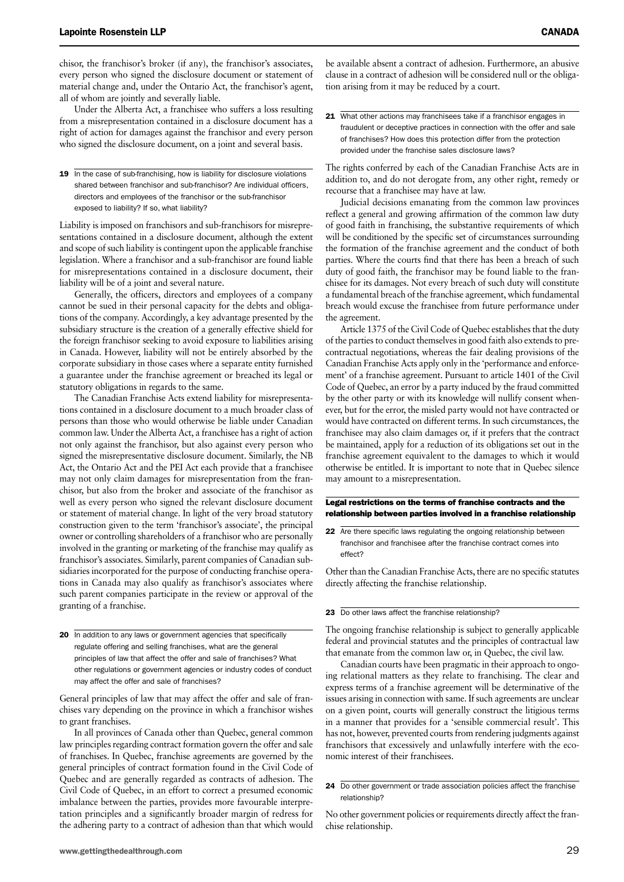chisor, the franchisor's broker (if any), the franchisor's associates, every person who signed the disclosure document or statement of material change and, under the Ontario Act, the franchisor's agent, all of whom are jointly and severally liable.

Under the Alberta Act, a franchisee who suffers a loss resulting from a misrepresentation contained in a disclosure document has a right of action for damages against the franchisor and every person who signed the disclosure document, on a joint and several basis.

**19 In the case of sub-franchising, how is liability for disclosure violations shared between franchisor and sub-franchisor? Are individual officers, directors and employees of the franchisor or the sub-franchisor exposed to liability? If so, what liability?**

Liability is imposed on franchisors and sub-franchisors for misrepresentations contained in a disclosure document, although the extent and scope of such liability is contingent upon the applicable franchise legislation. Where a franchisor and a sub-franchisor are found liable for misrepresentations contained in a disclosure document, their liability will be of a joint and several nature.

Generally, the officers, directors and employees of a company cannot be sued in their personal capacity for the debts and obligations of the company. Accordingly, a key advantage presented by the subsidiary structure is the creation of a generally effective shield for the foreign franchisor seeking to avoid exposure to liabilities arising in Canada. However, liability will not be entirely absorbed by the corporate subsidiary in those cases where a separate entity furnished a guarantee under the franchise agreement or breached its legal or statutory obligations in regards to the same.

The Canadian Franchise Acts extend liability for misrepresentations contained in a disclosure document to a much broader class of persons than those who would otherwise be liable under Canadian common law. Under the Alberta Act, a franchisee has a right of action not only against the franchisor, but also against every person who signed the misrepresentative disclosure document. Similarly, the NB Act, the Ontario Act and the PEI Act each provide that a franchisee may not only claim damages for misrepresentation from the franchisor, but also from the broker and associate of the franchisor as well as every person who signed the relevant disclosure document or statement of material change. In light of the very broad statutory construction given to the term 'franchisor's associate', the principal owner or controlling shareholders of a franchisor who are personally involved in the granting or marketing of the franchise may qualify as franchisor's associates. Similarly, parent companies of Canadian subsidiaries incorporated for the purpose of conducting franchise operations in Canada may also qualify as franchisor's associates where such parent companies participate in the review or approval of the granting of a franchise.

**20 In addition to any laws or government agencies that specifically regulate offering and selling franchises, what are the general principles of law that affect the offer and sale of franchises? What other regulations or government agencies or industry codes of conduct may affect the offer and sale of franchises?**

General principles of law that may affect the offer and sale of franchises vary depending on the province in which a franchisor wishes to grant franchises.

In all provinces of Canada other than Quebec, general common law principles regarding contract formation govern the offer and sale of franchises. In Quebec, franchise agreements are governed by the general principles of contract formation found in the Civil Code of Quebec and are generally regarded as contracts of adhesion. The Civil Code of Quebec, in an effort to correct a presumed economic imbalance between the parties, provides more favourable interpretation principles and a significantly broader margin of redress for the adhering party to a contract of adhesion than that which would be available absent a contract of adhesion. Furthermore, an abusive clause in a contract of adhesion will be considered null or the obligation arising from it may be reduced by a court.

**21 What other actions may franchisees take if a franchisor engages in fraudulent or deceptive practices in connection with the offer and sale of franchises? How does this protection differ from the protection provided under the franchise sales disclosure laws?**

The rights conferred by each of the Canadian Franchise Acts are in addition to, and do not derogate from, any other right, remedy or recourse that a franchisee may have at law.

Judicial decisions emanating from the common law provinces reflect a general and growing affirmation of the common law duty of good faith in franchising, the substantive requirements of which will be conditioned by the specific set of circumstances surrounding the formation of the franchise agreement and the conduct of both parties. Where the courts find that there has been a breach of such duty of good faith, the franchisor may be found liable to the franchisee for its damages. Not every breach of such duty will constitute a fundamental breach of the franchise agreement, which fundamental breach would excuse the franchisee from future performance under the agreement.

Article 1375 of the Civil Code of Quebec establishes that the duty of the parties to conduct themselves in good faith also extends to pre-contractual negotiations, whereas the fair dealing provisions of the Canadian Franchise Acts apply only in the 'performance and enforcement' of a franchise agreement. Pursuant to article 1401 of the Civil Code of Quebec, an error by a party induced by the fraud committed by the other party or with its knowledge will nullify consent whenever, but for the error, the misled party would not have contracted or would have contracted on different terms. In such circumstances, the franchisee may also claim damages or, if it prefers that the contract be maintained, apply for a reduction of its obligations set out in the franchise agreement equivalent to the damages to which it would otherwise be entitled. It is important to note that in Quebec silence may amount to a misrepresentation.

## Legal restrictions on the terms of franchise contracts and the relationship between parties involved in a franchise relationship

**22 Are there specific laws regulating the ongoing relationship between franchisor and franchisee after the franchise contract comes into effect?**

Other than the Canadian Franchise Acts, there are no specific statutes directly affecting the franchise relationship.

**23 Do other laws affect the franchise relationship?**

The ongoing franchise relationship is subject to generally applicable federal and provincial statutes and the principles of contractual law that emanate from the common law or, in Quebec, the civil law.

Canadian courts have been pragmatic in their approach to ongoing relational matters as they relate to franchising. The clear and express terms of a franchise agreement will be determinative of the issues arising in connection with same. If such agreements are unclear on a given point, courts will generally construct the litigious terms in a manner that provides for a 'sensible commercial result'. This has not, however, prevented courts from rendering judgments against franchisors that excessively and unlawfully interfere with the economic interest of their franchisees.

**24 Do other government or trade association policies affect the franchise relationship?**

No other government policies or requirements directly affect the franchise relationship.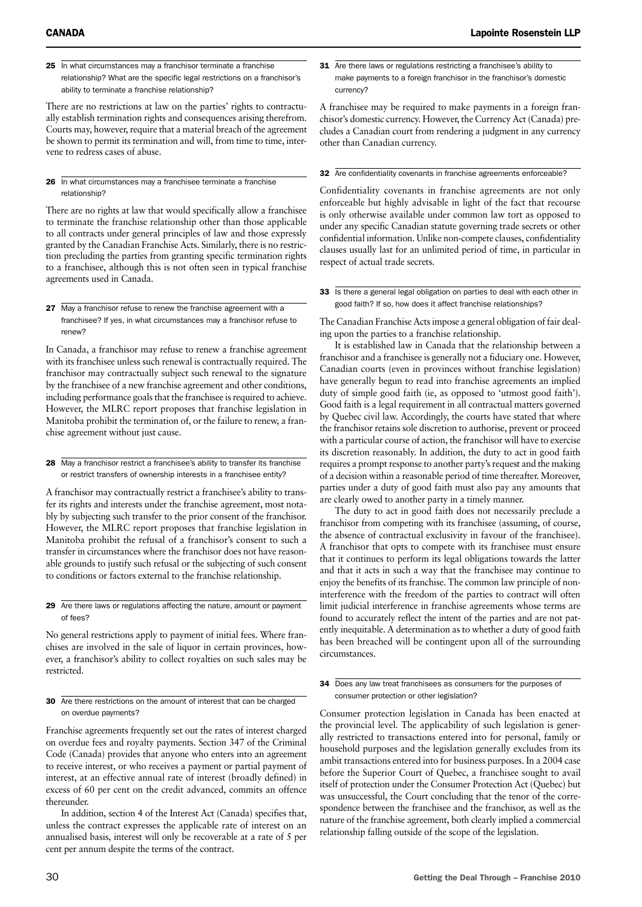**25** In what circumstances may a franchisor terminate a franchise relationship? What are the specific legal restrictions on a franchisor's ability to terminate a franchise relationship?

There are no restrictions at law on the parties' rights to contractually establish termination rights and consequences arising therefrom. Courts may, however, require that a material breach of the agreement be shown to permit its termination and will, from time to time, intervene to redress cases of abuse.

**26** In what circumstances may a franchisee terminate a franchise relationship?

There are no rights at law that would specifically allow a franchisee to terminate the franchise relationship other than those applicable to all contracts under general principles of law and those expressly granted by the Canadian Franchise Acts. Similarly, there is no restriction precluding the parties from granting specific termination rights to a franchisee, although this is not often seen in typical franchise agreements used in Canada.

**27** May a franchisor refuse to renew the franchise agreement with a franchisee? If yes, in what circumstances may a franchisor refuse to renew?

In Canada, a franchisor may refuse to renew a franchise agreement with its franchisee unless such renewal is contractually required. The franchisor may contractually subject such renewal to the signature by the franchisee of a new franchise agreement and other conditions, including performance goals that the franchisee is required to achieve. However, the MLRC report proposes that franchise legislation in Manitoba prohibit the termination of, or the failure to renew, a franchise agreement without just cause.

**28** May a franchisor restrict a franchisee's ability to transfer its franchise or restrict transfers of ownership interests in a franchisee entity?

A franchisor may contractually restrict a franchisee's ability to transfer its rights and interests under the franchise agreement, most notably by subjecting such transfer to the prior consent of the franchisor. However, the MLRC report proposes that franchise legislation in Manitoba prohibit the refusal of a franchisor's consent to such a transfer in circumstances where the franchisor does not have reasonable grounds to justify such refusal or the subjecting of such consent to conditions or factors external to the franchise relationship.

**29** Are there laws or regulations affecting the nature, amount or payment of fees?

No general restrictions apply to payment of initial fees. Where franchises are involved in the sale of liquor in certain provinces, however, a franchisor's ability to collect royalties on such sales may be restricted.

**30** Are there restrictions on the amount of interest that can be charged on overdue payments?

Franchise agreements frequently set out the rates of interest charged on overdue fees and royalty payments. Section 347 of the Criminal Code (Canada) provides that anyone who enters into an agreement to receive interest, or who receives a payment or partial payment of interest, at an effective annual rate of interest (broadly defined) in excess of 60 per cent on the credit advanced, commits an offence thereunder.

In addition, section 4 of the Interest Act (Canada) specifies that, unless the contract expresses the applicable rate of interest on an annualised basis, interest will only be recoverable at a rate of 5 per cent per annum despite the terms of the contract.

**31** Are there laws or regulations restricting a franchisee's ability to make payments to a foreign franchisor in the franchisor's domestic currency?

A franchisee may be required to make payments in a foreign franchisor's domestic currency. However, the Currency Act (Canada) precludes a Canadian court from rendering a judgment in any currency other than Canadian currency.

**32** Are confidentiality covenants in franchise agreements enforceable?

Confidentiality covenants in franchise agreements are not only enforceable but highly advisable in light of the fact that recourse is only otherwise available under common law tort as opposed to under any specific Canadian statute governing trade secrets or other confidential information. Unlike non-compete clauses, confidentiality clauses usually last for an unlimited period of time, in particular in respect of actual trade secrets.

**33** Is there a general legal obligation on parties to deal with each other in good faith? If so, how does it affect franchise relationships?

The Canadian Franchise Acts impose a general obligation of fair dealing upon the parties to a franchise relationship.

It is established law in Canada that the relationship between a franchisor and a franchisee is generally not a fiduciary one. However, Canadian courts (even in provinces without franchise legislation) have generally begun to read into franchise agreements an implied duty of simple good faith (ie, as opposed to 'utmost good faith'). Good faith is a legal requirement in all contractual matters governed by Quebec civil law. Accordingly, the courts have stated that where the franchisor retains sole discretion to authorise, prevent or proceed with a particular course of action, the franchisor will have to exercise its discretion reasonably. In addition, the duty to act in good faith requires a prompt response to another party's request and the making of a decision within a reasonable period of time thereafter. Moreover, parties under a duty of good faith must also pay any amounts that are clearly owed to another party in a timely manner.

The duty to act in good faith does not necessarily preclude a franchisor from competing with its franchisee (assuming, of course, the absence of contractual exclusivity in favour of the franchisee). A franchisor that opts to compete with its franchisee must ensure that it continues to perform its legal obligations towards the latter and that it acts in such a way that the franchisee may continue to enjoy the benefits of its franchise. The common law principle of non-interference with the freedom of the parties to contract will often limit judicial interference in franchise agreements whose terms are found to accurately reflect the intent of the parties and are not patently inequitable. A determination as to whether a duty of good faith has been breached will be contingent upon all of the surrounding circumstances.

**34** Does any law treat franchisees as consumers for the purposes of consumer protection or other legislation?

Consumer protection legislation in Canada has been enacted at the provincial level. The applicability of such legislation is generally restricted to transactions entered into for personal, family or household purposes and the legislation generally excludes from its ambit transactions entered into for business purposes. In a 2004 case before the Superior Court of Quebec, a franchisee sought to avail itself of protection under the Consumer Protection Act (Quebec) but was unsuccessful, the Court concluding that the tenor of the correspondence between the franchisee and the franchisor, as well as the nature of the franchise agreement, both clearly implied a commercial relationship falling outside of the scope of the legislation.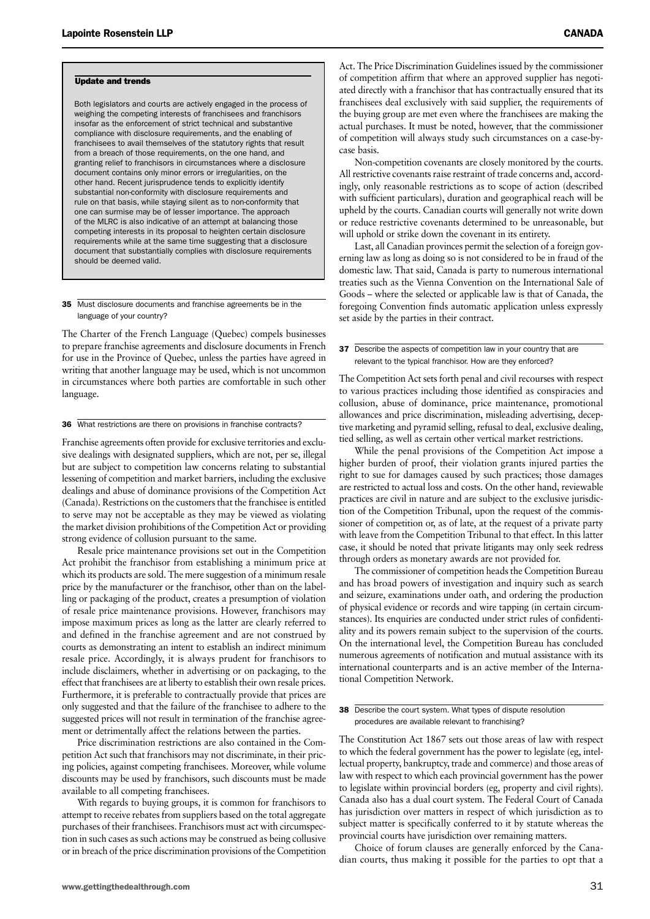### Update and trends

Both legislators and courts are actively engaged in the process of weighing the competing interests of franchisees and franchisors insofar as the enforcement of strict technical and substantive compliance with disclosure requirements, and the enabling of franchisees to avail themselves of the statutory rights that result from a breach of those requirements, on the one hand, and granting relief to franchisors in circumstances where a disclosure document contains only minor errors or irregularities, on the other hand. Recent jurisprudence tends to explicitly identify substantial non-conformity with disclosure requirements and rule on that basis, while staying silent as to non-conformity that one can surmise may be of lesser importance. The approach of the MLRC is also indicative of an attempt at balancing those competing interests in its proposal to heighten certain disclosure requirements while at the same time suggesting that a disclosure document that substantially complies with disclosure requirements should be deemed valid.

**35** Must disclosure documents and franchise agreements be in the language of your country?

The Charter of the French Language (Quebec) compels businesses to prepare franchise agreements and disclosure documents in French for use in the Province of Quebec, unless the parties have agreed in writing that another language may be used, which is not uncommon in circumstances where both parties are comfortable in such other language.

**36** What restrictions are there on provisions in franchise contracts?

Franchise agreements often provide for exclusive territories and exclusive dealings with designated suppliers, which are not, per se, illegal but are subject to competition law concerns relating to substantial lessening of competition and market barriers, including the exclusive dealings and abuse of dominance provisions of the Competition Act (Canada). Restrictions on the customers that the franchisee is entitled to serve may not be acceptable as they may be viewed as violating the market division prohibitions of the Competition Act or providing strong evidence of collusion pursuant to the same.

Resale price maintenance provisions set out in the Competition Act prohibit the franchisor from establishing a minimum price at which its products are sold. The mere suggestion of a minimum resale price by the manufacturer or the franchisor, other than on the labelling or packaging of the product, creates a presumption of violation of resale price maintenance provisions. However, franchisors may impose maximum prices as long as the latter are clearly referred to and defined in the franchise agreement and are not construed by courts as demonstrating an intent to establish an indirect minimum resale price. Accordingly, it is always prudent for franchisors to include disclaimers, whether in advertising or on packaging, to the effect that franchisees are at liberty to establish their own resale prices. Furthermore, it is preferable to contractually provide that prices are only suggested and that the failure of the franchisee to adhere to the suggested prices will not result in termination of the franchise agreement or detrimentally affect the relations between the parties.

Price discrimination restrictions are also contained in the Competition Act such that franchisors may not discriminate, in their pricing policies, against competing franchisees. Moreover, while volume discounts may be used by franchisors, such discounts must be made available to all competing franchisees.

With regards to buying groups, it is common for franchisors to attempt to receive rebates from suppliers based on the total aggregate purchases of their franchisees. Franchisors must act with circumspection in such cases as such actions may be construed as being collusive or in breach of the price discrimination provisions of the Competition Act. The Price Discrimination Guidelines issued by the commissioner of competition affirm that where an approved supplier has negotiated directly with a franchisor that has contractually ensured that its franchisees deal exclusively with said supplier, the requirements of the buying group are met even where the franchisees are making the actual purchases. It must be noted, however, that the commissioner of competition will always study such circumstances on a case-by-case basis.

Non-competition covenants are closely monitored by the courts. All restrictive covenants raise restraint of trade concerns and, accordingly, only reasonable restrictions as to scope of action (described with sufficient particulars), duration and geographical reach will be upheld by the courts. Canadian courts will generally not write down or reduce restrictive covenants determined to be unreasonable, but will uphold or strike down the covenant in its entirety.

Last, all Canadian provinces permit the selection of a foreign governing law as long as doing so is not considered to be in fraud of the domestic law. That said, Canada is party to numerous international treaties such as the Vienna Convention on the International Sale of Goods – where the selected or applicable law is that of Canada, the foregoing Convention finds automatic application unless expressly set aside by the parties in their contract.

**37** Describe the aspects of competition law in your country that are relevant to the typical franchisor. How are they enforced?

The Competition Act sets forth penal and civil recourses with respect to various practices including those identified as conspiracies and collusion, abuse of dominance, price maintenance, promotional allowances and price discrimination, misleading advertising, deceptive marketing and pyramid selling, refusal to deal, exclusive dealing, tied selling, as well as certain other vertical market restrictions.

While the penal provisions of the Competition Act impose a higher burden of proof, their violation grants injured parties the right to sue for damages caused by such practices; those damages are restricted to actual loss and costs. On the other hand, reviewable practices are civil in nature and are subject to the exclusive jurisdiction of the Competition Tribunal, upon the request of the commissioner of competition or, as of late, at the request of a private party with leave from the Competition Tribunal to that effect. In this latter case, it should be noted that private litigants may only seek redress through orders as monetary awards are not provided for.

The commissioner of competition heads the Competition Bureau and has broad powers of investigation and inquiry such as search and seizure, examinations under oath, and ordering the production of physical evidence or records and wire tapping (in certain circumstances). Its enquiries are conducted under strict rules of confidentiality and its powers remain subject to the supervision of the courts. On the international level, the Competition Bureau has concluded numerous agreements of notification and mutual assistance with its international counterparts and is an active member of the International Competition Network.

**38** Describe the court system. What types of dispute resolution procedures are available relevant to franchising?

The Constitution Act 1867 sets out those areas of law with respect to which the federal government has the power to legislate (eg, intellectual property, bankruptcy, trade and commerce) and those areas of law with respect to which each provincial government has the power to legislate within provincial borders (eg, property and civil rights). Canada also has a dual court system. The Federal Court of Canada has jurisdiction over matters in respect of which jurisdiction as to subject matter is specifically conferred to it by statute whereas the provincial courts have jurisdiction over remaining matters.

Choice of forum clauses are generally enforced by the Canadian courts, thus making it possible for the parties to opt that a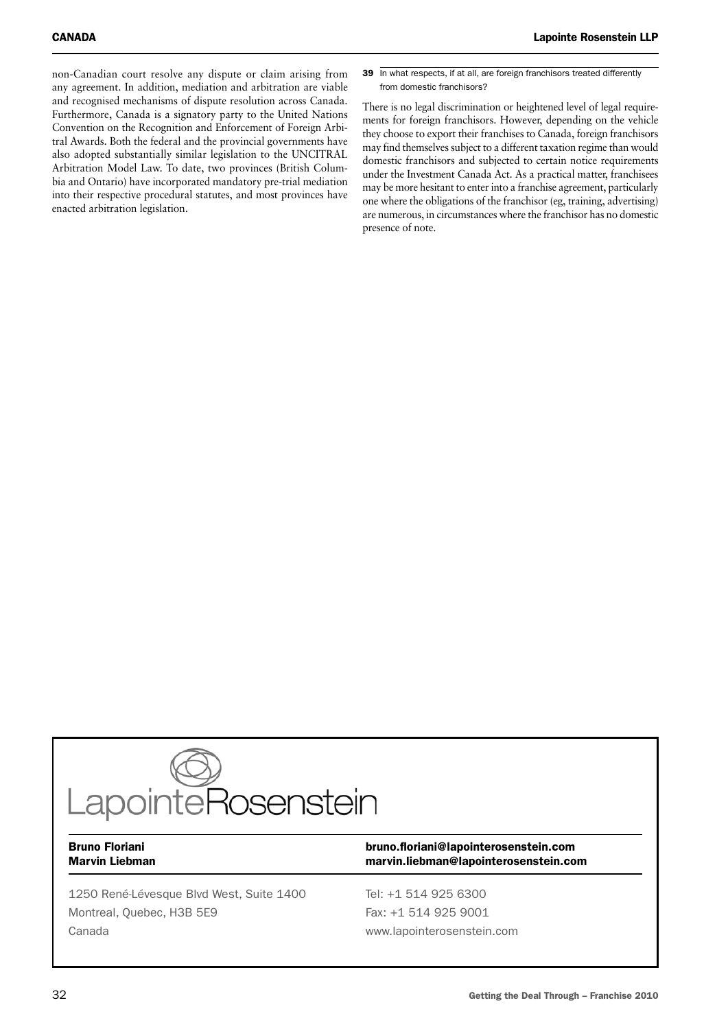non-Canadian court resolve any dispute or claim arising from any agreement. In addition, mediation and arbitration are viable and recognised mechanisms of dispute resolution across Canada. Furthermore, Canada is a signatory party to the United Nations Convention on the Recognition and Enforcement of Foreign Arbitral Awards. Both the federal and the provincial governments have also adopted substantially similar legislation to the UNCITRAL Arbitration Model Law. To date, two provinces (British Columbia and Ontario) have incorporated mandatory pre-trial mediation into their respective procedural statutes, and most provinces have enacted arbitration legislation.

### 39 In what respects, if at all, are foreign franchisors treated differently from domestic franchisors?

There is no legal discrimination or heightened level of legal requirements for foreign franchisors. However, depending on the vehicle they choose to export their franchises to Canada, foreign franchisors may find themselves subject to a different taxation regime than would domestic franchisors and subjected to certain notice requirements under the Investment Canada Act. As a practical matter, franchisees may be more hesitant to enter into a franchise agreement, particularly one where the obligations of the franchisor (eg, training, advertising) are numerous, in circumstances where the franchisor has no domestic presence of note.

LapointeRosenstein

**Bruno Floriani** — bruno.floriani@lapointerosenstein.com
**Marvin Liebman** — marvin.liebman@lapointerosenstein.com

1250 René-Lévesque Blvd West, Suite 1400
Montreal, Quebec, H3B 5E9
Canada

Tel: +1 514 925 6300
Fax: +1 514 925 9001
www.lapointerosenstein.com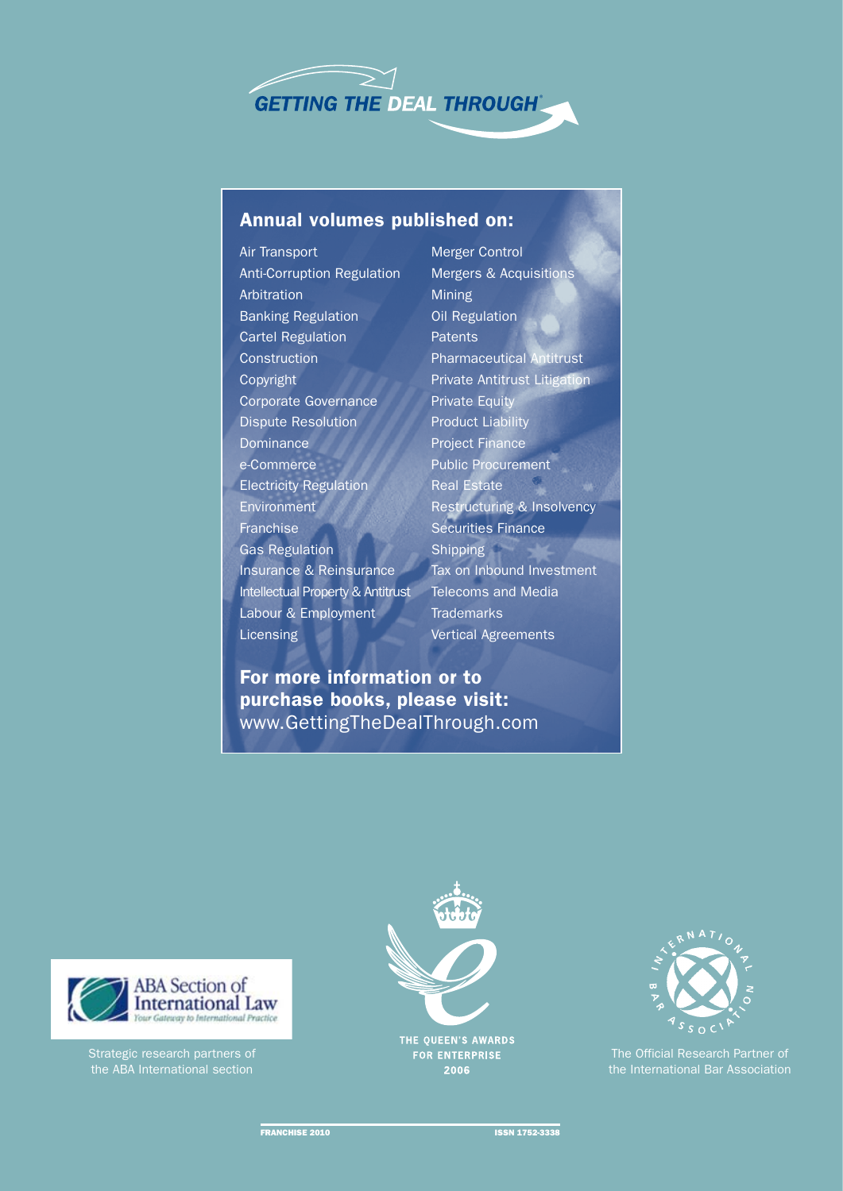GETTING THE DEAL THROUGH®

## Annual volumes published on:

- Air Transport
- Anti-Corruption Regulation
- Arbitration
- Banking Regulation
- Cartel Regulation
- Construction
- Copyright
- Corporate Governance
- Dispute Resolution
- Dominance
- e-Commerce
- Electricity Regulation
- Environment
- Franchise
- Gas Regulation
- Insurance & Reinsurance
- Intellectual Property & Antitrust
- Labour & Employment
- Licensing
- Merger Control
- Mergers & Acquisitions
- Mining
- Oil Regulation
- Patents
- Pharmaceutical Antitrust
- Private Antitrust Litigation
- Private Equity
- Product Liability
- Project Finance
- Public Procurement
- Real Estate
- Restructuring & Insolvency
- Securities Finance
- Shipping
- Tax on Inbound Investment
- Telecoms and Media
- Trademarks
- Vertical Agreements

**For more information or to purchase books, please visit:**
www.GettingTheDealThrough.com

ABA Section of International Law — Your Gateway to International Practice

Strategic research partners of the ABA International section

THE QUEEN'S AWARDS FOR ENTERPRISE 2006

International Bar Association

The Official Research Partner of the International Bar Association

FRANCHISE 2010 ISSN 1752-3338